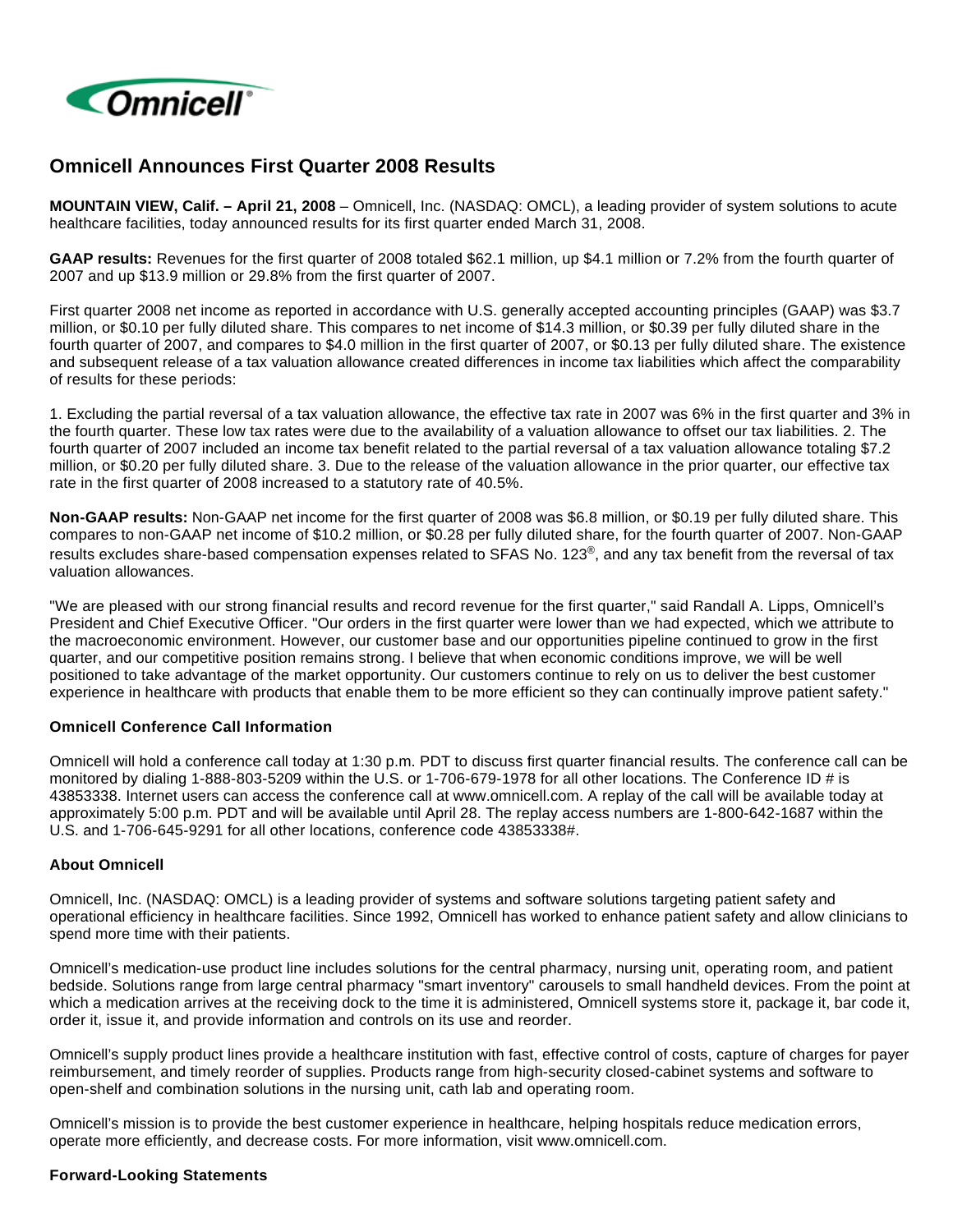# Omnicell Announces First Quarter 2008 Results

**MOUNTAIN VIEW, Calif. – April 21, 2008** – Omnicell, Inc. (NASDAQ: OMCL), a leading provider of system solutions to acute healthcare facilities, today announced results for its first quarter ended March 31, 2008.

**GAAP results:** Revenues for the first quarter of 2008 totaled $62.1 million, up $4.1 million or 7.2% from the fourth quarter of 2007 and up $13.9 million or 29.8% from the first quarter of 2007.

First quarter 2008 net income as reported in accordance with U.S. generally accepted accounting principles (GAAP) was $3.7 million, or $0.10 per fully diluted share. This compares to net income of $14.3 million, or $0.39 per fully diluted share in the fourth quarter of 2007, and compares to $4.0 million in the first quarter of 2007, or $0.13 per fully diluted share. The existence and subsequent release of a tax valuation allowance created differences in income tax liabilities which affect the comparability of results for these periods:

1. Excluding the partial reversal of a tax valuation allowance, the effective tax rate in 2007 was 6% in the first quarter and 3% in the fourth quarter. These low tax rates were due to the availability of a valuation allowance to offset our tax liabilities. 2. The fourth quarter of 2007 included an income tax benefit related to the partial reversal of a tax valuation allowance totaling $7.2 million, or $0.20 per fully diluted share. 3. Due to the release of the valuation allowance in the prior quarter, our effective tax rate in the first quarter of 2008 increased to a statutory rate of 40.5%.

**Non-GAAP results:** Non-GAAP net income for the first quarter of 2008 was $6.8 million, or $0.19 per fully diluted share. This compares to non-GAAP net income of $10.2 million, or $0.28 per fully diluted share, for the fourth quarter of 2007. Non-GAAP results excludes share-based compensation expenses related to SFAS No. 123®, and any tax benefit from the reversal of tax valuation allowances.

"We are pleased with our strong financial results and record revenue for the first quarter," said Randall A. Lipps, Omnicell's President and Chief Executive Officer. "Our orders in the first quarter were lower than we had expected, which we attribute to the macroeconomic environment. However, our customer base and our opportunities pipeline continued to grow in the first quarter, and our competitive position remains strong. I believe that when economic conditions improve, we will be well positioned to take advantage of the market opportunity. Our customers continue to rely on us to deliver the best customer experience in healthcare with products that enable them to be more efficient so they can continually improve patient safety."

### Omnicell Conference Call Information

Omnicell will hold a conference call today at 1:30 p.m. PDT to discuss first quarter financial results. The conference call can be monitored by dialing 1-888-803-5209 within the U.S. or 1-706-679-1978 for all other locations. The Conference ID # is 43853338. Internet users can access the conference call at www.omnicell.com. A replay of the call will be available today at approximately 5:00 p.m. PDT and will be available until April 28. The replay access numbers are 1-800-642-1687 within the U.S. and 1-706-645-9291 for all other locations, conference code 43853338#.

### About Omnicell

Omnicell, Inc. (NASDAQ: OMCL) is a leading provider of systems and software solutions targeting patient safety and operational efficiency in healthcare facilities. Since 1992, Omnicell has worked to enhance patient safety and allow clinicians to spend more time with their patients.

Omnicell's medication-use product line includes solutions for the central pharmacy, nursing unit, operating room, and patient bedside. Solutions range from large central pharmacy "smart inventory" carousels to small handheld devices. From the point at which a medication arrives at the receiving dock to the time it is administered, Omnicell systems store it, package it, bar code it, order it, issue it, and provide information and controls on its use and reorder.

Omnicell's supply product lines provide a healthcare institution with fast, effective control of costs, capture of charges for payer reimbursement, and timely reorder of supplies. Products range from high-security closed-cabinet systems and software to open-shelf and combination solutions in the nursing unit, cath lab and operating room.

Omnicell's mission is to provide the best customer experience in healthcare, helping hospitals reduce medication errors, operate more efficiently, and decrease costs. For more information, visit www.omnicell.com.

### Forward-Looking Statements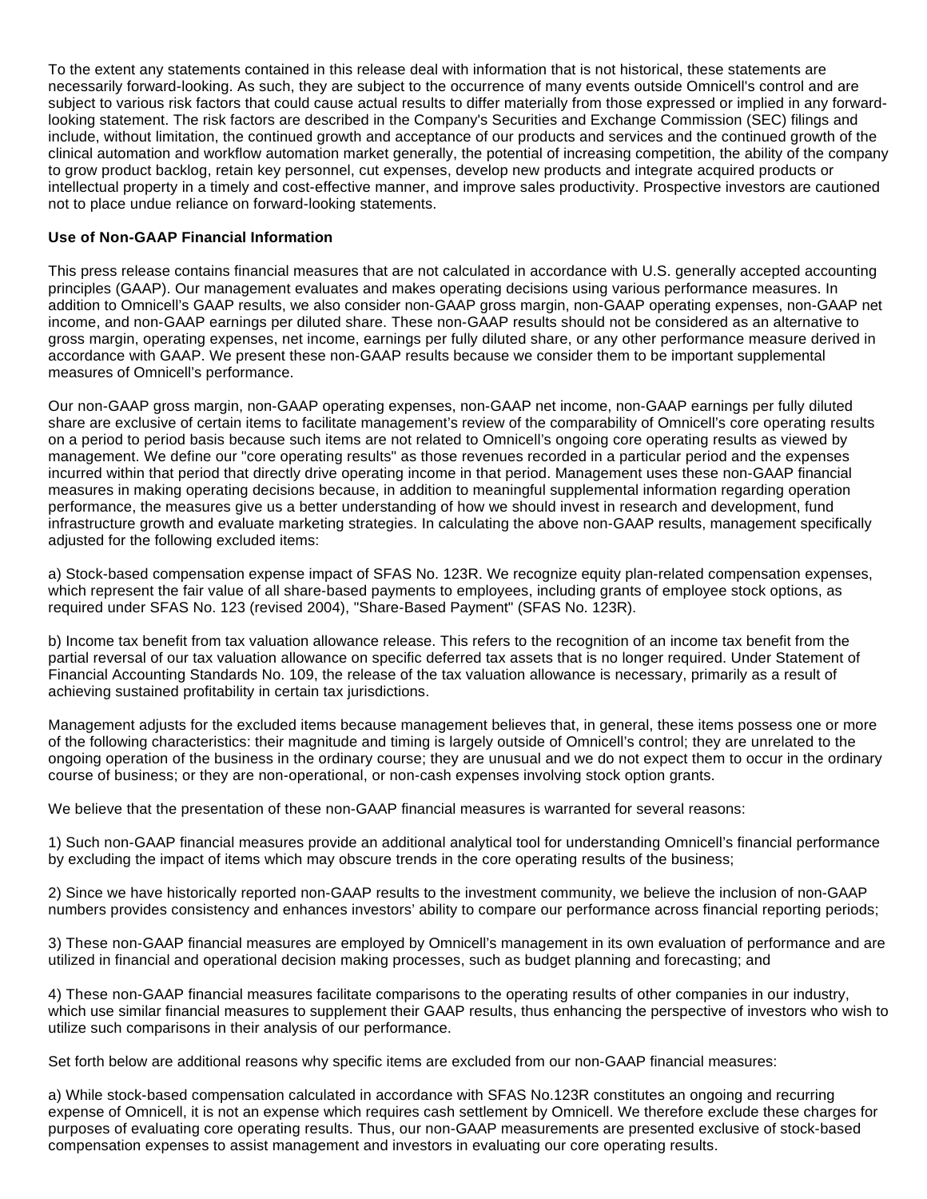To the extent any statements contained in this release deal with information that is not historical, these statements are necessarily forward-looking. As such, they are subject to the occurrence of many events outside Omnicell's control and are subject to various risk factors that could cause actual results to differ materially from those expressed or implied in any forward-looking statement. The risk factors are described in the Company's Securities and Exchange Commission (SEC) filings and include, without limitation, the continued growth and acceptance of our products and services and the continued growth of the clinical automation and workflow automation market generally, the potential of increasing competition, the ability of the company to grow product backlog, retain key personnel, cut expenses, develop new products and integrate acquired products or intellectual property in a timely and cost-effective manner, and improve sales productivity. Prospective investors are cautioned not to place undue reliance on forward-looking statements.

**Use of Non-GAAP Financial Information**

This press release contains financial measures that are not calculated in accordance with U.S. generally accepted accounting principles (GAAP). Our management evaluates and makes operating decisions using various performance measures. In addition to Omnicell's GAAP results, we also consider non-GAAP gross margin, non-GAAP operating expenses, non-GAAP net income, and non-GAAP earnings per diluted share. These non-GAAP results should not be considered as an alternative to gross margin, operating expenses, net income, earnings per fully diluted share, or any other performance measure derived in accordance with GAAP. We present these non-GAAP results because we consider them to be important supplemental measures of Omnicell's performance.

Our non-GAAP gross margin, non-GAAP operating expenses, non-GAAP net income, non-GAAP earnings per fully diluted share are exclusive of certain items to facilitate management's review of the comparability of Omnicell's core operating results on a period to period basis because such items are not related to Omnicell's ongoing core operating results as viewed by management. We define our "core operating results" as those revenues recorded in a particular period and the expenses incurred within that period that directly drive operating income in that period. Management uses these non-GAAP financial measures in making operating decisions because, in addition to meaningful supplemental information regarding operation performance, the measures give us a better understanding of how we should invest in research and development, fund infrastructure growth and evaluate marketing strategies. In calculating the above non-GAAP results, management specifically adjusted for the following excluded items:

a) Stock-based compensation expense impact of SFAS No. 123R. We recognize equity plan-related compensation expenses, which represent the fair value of all share-based payments to employees, including grants of employee stock options, as required under SFAS No. 123 (revised 2004), "Share-Based Payment" (SFAS No. 123R).

b) Income tax benefit from tax valuation allowance release. This refers to the recognition of an income tax benefit from the partial reversal of our tax valuation allowance on specific deferred tax assets that is no longer required. Under Statement of Financial Accounting Standards No. 109, the release of the tax valuation allowance is necessary, primarily as a result of achieving sustained profitability in certain tax jurisdictions.

Management adjusts for the excluded items because management believes that, in general, these items possess one or more of the following characteristics: their magnitude and timing is largely outside of Omnicell's control; they are unrelated to the ongoing operation of the business in the ordinary course; they are unusual and we do not expect them to occur in the ordinary course of business; or they are non-operational, or non-cash expenses involving stock option grants.

We believe that the presentation of these non-GAAP financial measures is warranted for several reasons:

1) Such non-GAAP financial measures provide an additional analytical tool for understanding Omnicell's financial performance by excluding the impact of items which may obscure trends in the core operating results of the business;

2) Since we have historically reported non-GAAP results to the investment community, we believe the inclusion of non-GAAP numbers provides consistency and enhances investors' ability to compare our performance across financial reporting periods;

3) These non-GAAP financial measures are employed by Omnicell's management in its own evaluation of performance and are utilized in financial and operational decision making processes, such as budget planning and forecasting; and

4) These non-GAAP financial measures facilitate comparisons to the operating results of other companies in our industry, which use similar financial measures to supplement their GAAP results, thus enhancing the perspective of investors who wish to utilize such comparisons in their analysis of our performance.

Set forth below are additional reasons why specific items are excluded from our non-GAAP financial measures:

a) While stock-based compensation calculated in accordance with SFAS No.123R constitutes an ongoing and recurring expense of Omnicell, it is not an expense which requires cash settlement by Omnicell. We therefore exclude these charges for purposes of evaluating core operating results. Thus, our non-GAAP measurements are presented exclusive of stock-based compensation expenses to assist management and investors in evaluating our core operating results.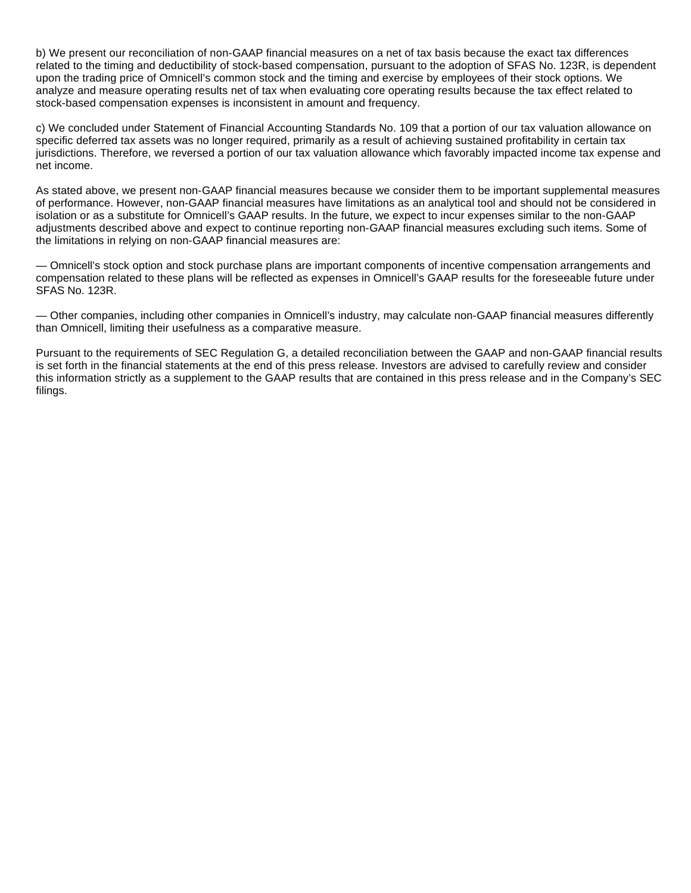b) We present our reconciliation of non-GAAP financial measures on a net of tax basis because the exact tax differences related to the timing and deductibility of stock-based compensation, pursuant to the adoption of SFAS No. 123R, is dependent upon the trading price of Omnicell's common stock and the timing and exercise by employees of their stock options. We analyze and measure operating results net of tax when evaluating core operating results because the tax effect related to stock-based compensation expenses is inconsistent in amount and frequency.

c) We concluded under Statement of Financial Accounting Standards No. 109 that a portion of our tax valuation allowance on specific deferred tax assets was no longer required, primarily as a result of achieving sustained profitability in certain tax jurisdictions. Therefore, we reversed a portion of our tax valuation allowance which favorably impacted income tax expense and net income.

As stated above, we present non-GAAP financial measures because we consider them to be important supplemental measures of performance. However, non-GAAP financial measures have limitations as an analytical tool and should not be considered in isolation or as a substitute for Omnicell's GAAP results. In the future, we expect to incur expenses similar to the non-GAAP adjustments described above and expect to continue reporting non-GAAP financial measures excluding such items. Some of the limitations in relying on non-GAAP financial measures are:

— Omnicell's stock option and stock purchase plans are important components of incentive compensation arrangements and compensation related to these plans will be reflected as expenses in Omnicell's GAAP results for the foreseeable future under SFAS No. 123R.

— Other companies, including other companies in Omnicell's industry, may calculate non-GAAP financial measures differently than Omnicell, limiting their usefulness as a comparative measure.

Pursuant to the requirements of SEC Regulation G, a detailed reconciliation between the GAAP and non-GAAP financial results is set forth in the financial statements at the end of this press release. Investors are advised to carefully review and consider this information strictly as a supplement to the GAAP results that are contained in this press release and in the Company's SEC filings.